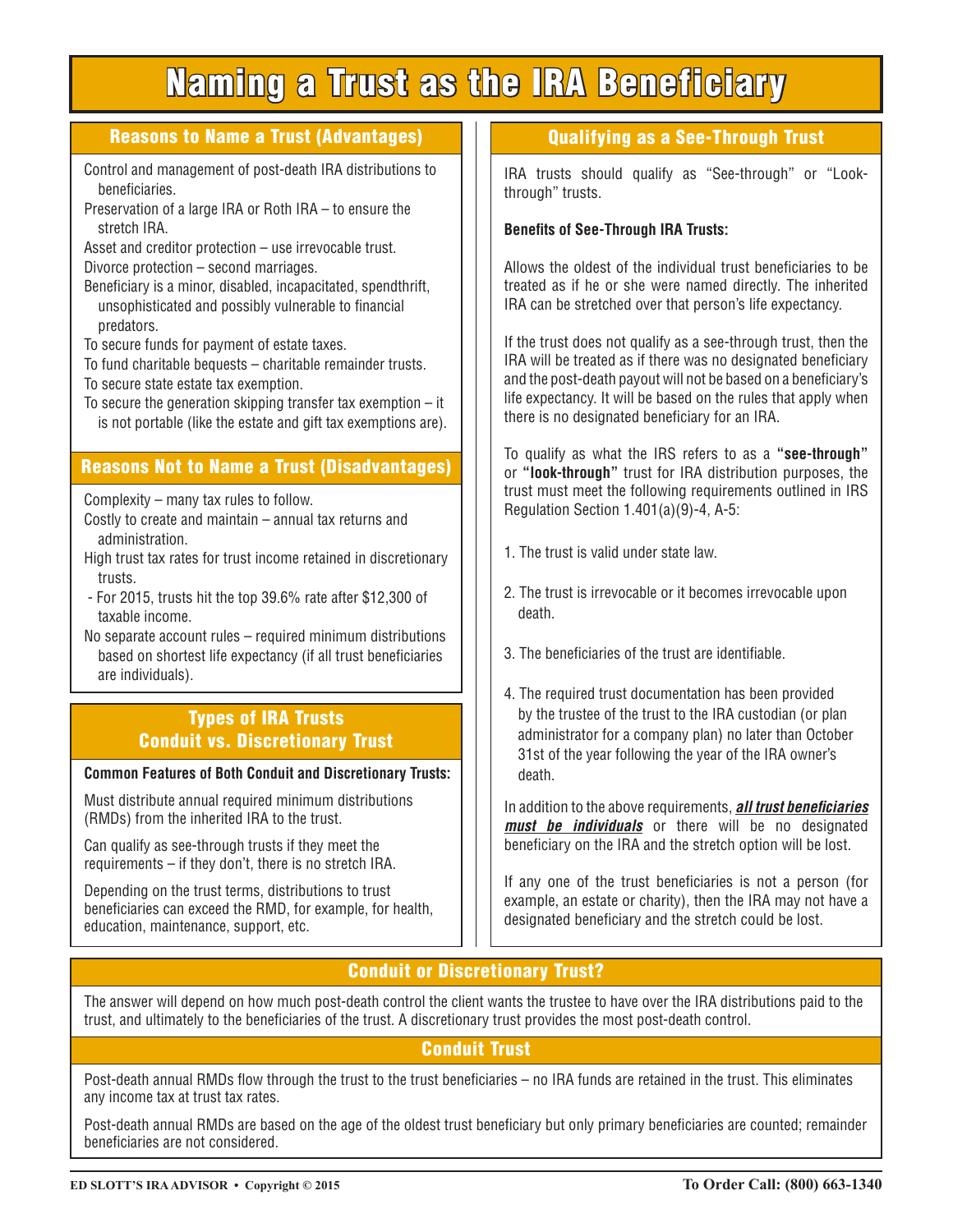# Naming a Trust as the IRA Beneficiary

## Reasons to Name a Trust (Advantages)

Control and management of post-death IRA distributions to beneficiaries.

Preservation of a large IRA or Roth IRA – to ensure the stretch IRA.

Asset and creditor protection – use irrevocable trust.

Divorce protection – second marriages.

Beneficiary is a minor, disabled, incapacitated, spendthrift, unsophisticated and possibly vulnerable to financial predators.

To secure funds for payment of estate taxes.

To fund charitable bequests – charitable remainder trusts.

To secure state estate tax exemption.

To secure the generation skipping transfer tax exemption – it is not portable (like the estate and gift tax exemptions are).

## Reasons Not to Name a Trust (Disadvantages)

Complexity – many tax rules to follow.

Costly to create and maintain – annual tax returns and administration.

High trust tax rates for trust income retained in discretionary trusts.

- For 2015, trusts hit the top 39.6% rate after $12,300 of taxable income.

No separate account rules – required minimum distributions based on shortest life expectancy (if all trust beneficiaries are individuals).

## Types of IRA Trusts Conduit vs. Discretionary Trust

**Common Features of Both Conduit and Discretionary Trusts:**

Must distribute annual required minimum distributions (RMDs) from the inherited IRA to the trust.

Can qualify as see-through trusts if they meet the requirements – if they don't, there is no stretch IRA.

Depending on the trust terms, distributions to trust beneficiaries can exceed the RMD, for example, for health, education, maintenance, support, etc.

## Qualifying as a See-Through Trust

IRA trusts should qualify as "See-through" or "Look-through" trusts.

**Benefits of See-Through IRA Trusts:**

Allows the oldest of the individual trust beneficiaries to be treated as if he or she were named directly. The inherited IRA can be stretched over that person's life expectancy.

If the trust does not qualify as a see-through trust, then the IRA will be treated as if there was no designated beneficiary and the post-death payout will not be based on a beneficiary's life expectancy. It will be based on the rules that apply when there is no designated beneficiary for an IRA.

To qualify as what the IRS refers to as a **"see-through"** or **"look-through"** trust for IRA distribution purposes, the trust must meet the following requirements outlined in IRS Regulation Section 1.401(a)(9)-4, A-5:

1. The trust is valid under state law.

2. The trust is irrevocable or it becomes irrevocable upon death.

3. The beneficiaries of the trust are identifiable.

4. The required trust documentation has been provided by the trustee of the trust to the IRA custodian (or plan administrator for a company plan) no later than October 31st of the year following the year of the IRA owner's death.

In addition to the above requirements, ***all trust beneficiaries must be individuals*** or there will be no designated beneficiary on the IRA and the stretch option will be lost.

If any one of the trust beneficiaries is not a person (for example, an estate or charity), then the IRA may not have a designated beneficiary and the stretch could be lost.

## Conduit or Discretionary Trust?

The answer will depend on how much post-death control the client wants the trustee to have over the IRA distributions paid to the trust, and ultimately to the beneficiaries of the trust. A discretionary trust provides the most post-death control.

## Conduit Trust

Post-death annual RMDs flow through the trust to the trust beneficiaries – no IRA funds are retained in the trust. This eliminates any income tax at trust tax rates.

Post-death annual RMDs are based on the age of the oldest trust beneficiary but only primary beneficiaries are counted; remainder beneficiaries are not considered.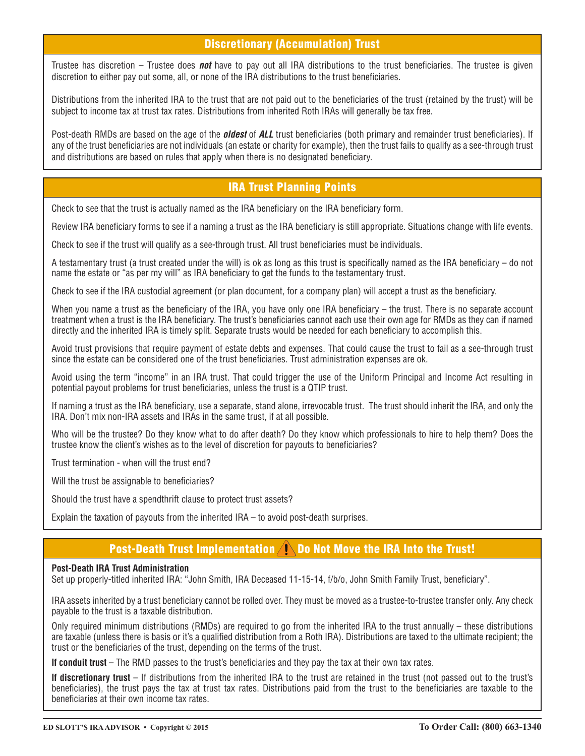## Discretionary (Accumulation) Trust

Trustee has discretion – Trustee does ***not*** have to pay out all IRA distributions to the trust beneficiaries. The trustee is given discretion to either pay out some, all, or none of the IRA distributions to the trust beneficiaries.

Distributions from the inherited IRA to the trust that are not paid out to the beneficiaries of the trust (retained by the trust) will be subject to income tax at trust tax rates. Distributions from inherited Roth IRAs will generally be tax free.

Post-death RMDs are based on the age of the ***oldest*** of ***ALL*** trust beneficiaries (both primary and remainder trust beneficiaries). If any of the trust beneficiaries are not individuals (an estate or charity for example), then the trust fails to qualify as a see-through trust and distributions are based on rules that apply when there is no designated beneficiary.

## IRA Trust Planning Points

Check to see that the trust is actually named as the IRA beneficiary on the IRA beneficiary form.

Review IRA beneficiary forms to see if a naming a trust as the IRA beneficiary is still appropriate. Situations change with life events.

Check to see if the trust will qualify as a see-through trust. All trust beneficiaries must be individuals.

A testamentary trust (a trust created under the will) is ok as long as this trust is specifically named as the IRA beneficiary – do not name the estate or "as per my will" as IRA beneficiary to get the funds to the testamentary trust.

Check to see if the IRA custodial agreement (or plan document, for a company plan) will accept a trust as the beneficiary.

When you name a trust as the beneficiary of the IRA, you have only one IRA beneficiary – the trust. There is no separate account treatment when a trust is the IRA beneficiary. The trust's beneficiaries cannot each use their own age for RMDs as they can if named directly and the inherited IRA is timely split. Separate trusts would be needed for each beneficiary to accomplish this.

Avoid trust provisions that require payment of estate debts and expenses. That could cause the trust to fail as a see-through trust since the estate can be considered one of the trust beneficiaries. Trust administration expenses are ok.

Avoid using the term "income" in an IRA trust. That could trigger the use of the Uniform Principal and Income Act resulting in potential payout problems for trust beneficiaries, unless the trust is a QTIP trust.

If naming a trust as the IRA beneficiary, use a separate, stand alone, irrevocable trust. The trust should inherit the IRA, and only the IRA. Don't mix non-IRA assets and IRAs in the same trust, if at all possible.

Who will be the trustee? Do they know what to do after death? Do they know which professionals to hire to help them? Does the trustee know the client's wishes as to the level of discretion for payouts to beneficiaries?

Trust termination - when will the trust end?

Will the trust be assignable to beneficiaries?

Should the trust have a spendthrift clause to protect trust assets?

Explain the taxation of payouts from the inherited IRA – to avoid post-death surprises.

## Post-Death Trust Implementation ⚠ Do Not Move the IRA Into the Trust!

**Post-Death IRA Trust Administration**
Set up properly-titled inherited IRA: "John Smith, IRA Deceased 11-15-14, f/b/o, John Smith Family Trust, beneficiary".

IRA assets inherited by a trust beneficiary cannot be rolled over. They must be moved as a trustee-to-trustee transfer only. Any check payable to the trust is a taxable distribution.

Only required minimum distributions (RMDs) are required to go from the inherited IRA to the trust annually – these distributions are taxable (unless there is basis or it's a qualified distribution from a Roth IRA). Distributions are taxed to the ultimate recipient; the trust or the beneficiaries of the trust, depending on the terms of the trust.

**If conduit trust** – The RMD passes to the trust's beneficiaries and they pay the tax at their own tax rates.

**If discretionary trust** – If distributions from the inherited IRA to the trust are retained in the trust (not passed out to the trust's beneficiaries), the trust pays the tax at trust tax rates. Distributions paid from the trust to the beneficiaries are taxable to the beneficiaries at their own income tax rates.

ED SLOTT'S IRA ADVISOR • Copyright © 2015 To Order Call: (800) 663-1340